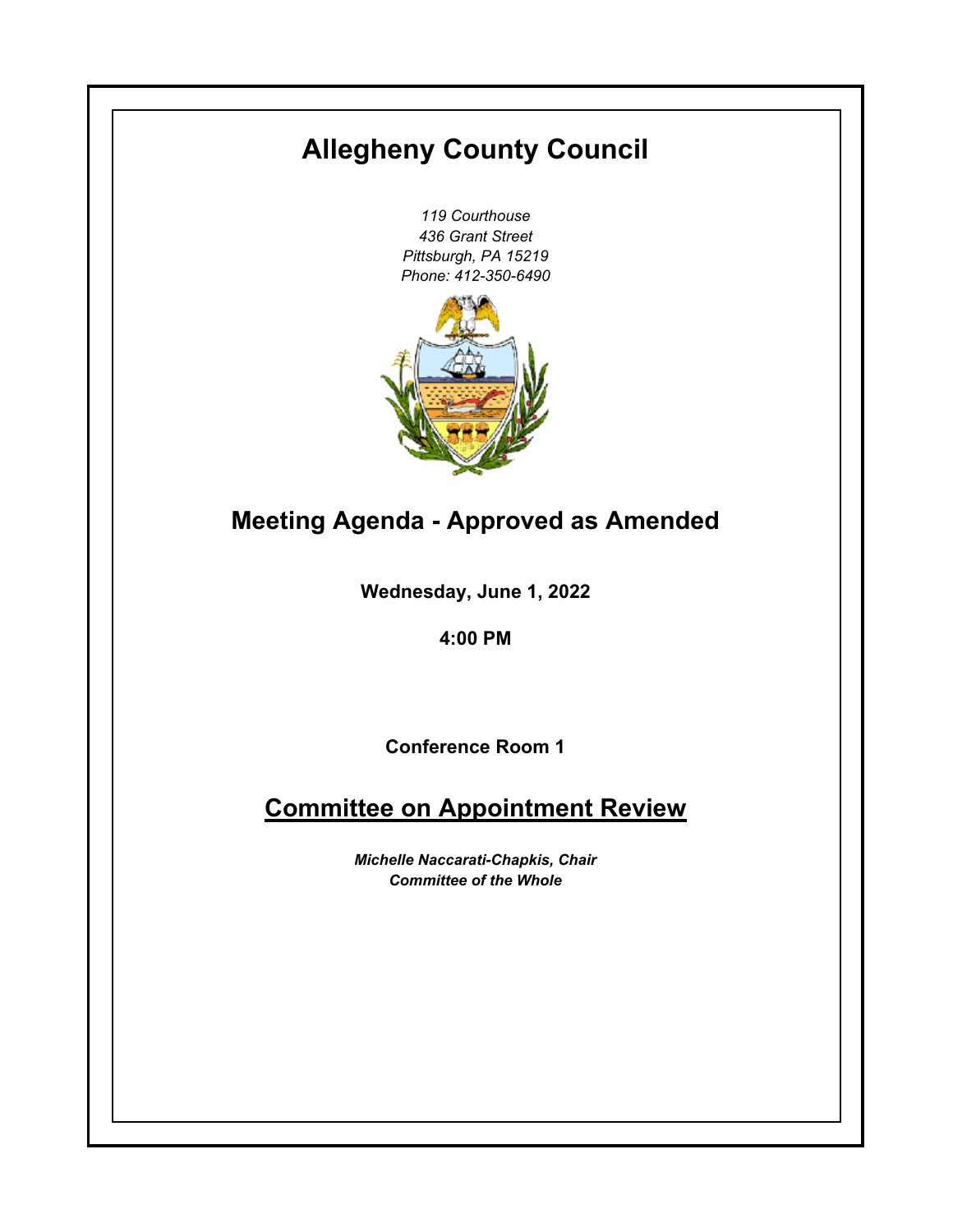# Allegheny County Council

*119 Courthouse*
*436 Grant Street*
*Pittsburgh, PA 15219*
*Phone: 412-350-6490*

## Meeting Agenda - Approved as Amended

**Wednesday, June 1, 2022**

**4:00 PM**

**Conference Room 1**

## Committee on Appointment Review

***Michelle Naccarati-Chapkis, Chair***
***Committee of the Whole***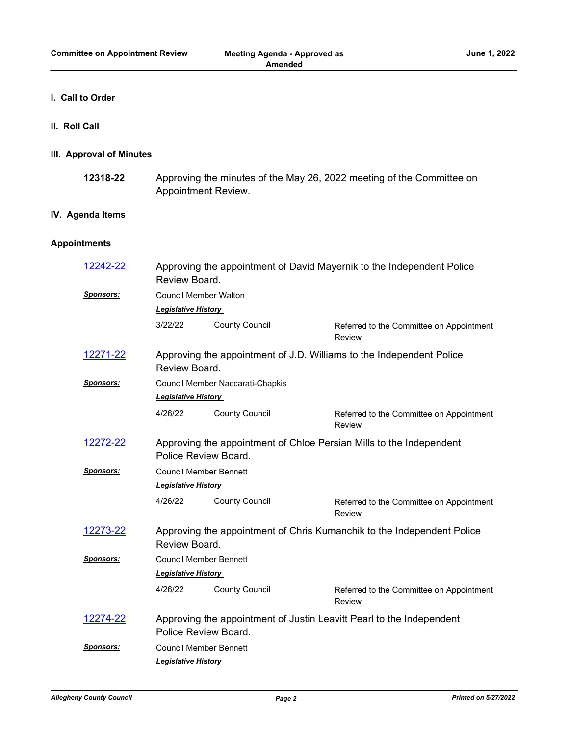## I. Call to Order

## II. Roll Call

## III. Approval of Minutes

**12318-22** Approving the minutes of the May 26, 2022 meeting of the Committee on Appointment Review.

## IV. Agenda Items

### Appointments

**12242-22** Approving the appointment of David Mayernik to the Independent Police Review Board.

***Sponsors:*** Council Member Walton

***Legislative History***

| Date | Body | Action |
|---|---|---|
| 3/22/22 | County Council | Referred to the Committee on Appointment Review |

**12271-22** Approving the appointment of J.D. Williams to the Independent Police Review Board.

***Sponsors:*** Council Member Naccarati-Chapkis

***Legislative History***

| Date | Body | Action |
|---|---|---|
| 4/26/22 | County Council | Referred to the Committee on Appointment Review |

**12272-22** Approving the appointment of Chloe Persian Mills to the Independent Police Review Board.

***Sponsors:*** Council Member Bennett

***Legislative History***

| Date | Body | Action |
|---|---|---|
| 4/26/22 | County Council | Referred to the Committee on Appointment Review |

**12273-22** Approving the appointment of Chris Kumanchik to the Independent Police Review Board.

***Sponsors:*** Council Member Bennett

***Legislative History***

| Date | Body | Action |
|---|---|---|
| 4/26/22 | County Council | Referred to the Committee on Appointment Review |

**12274-22** Approving the appointment of Justin Leavitt Pearl to the Independent Police Review Board.

***Sponsors:*** Council Member Bennett

***Legislative History***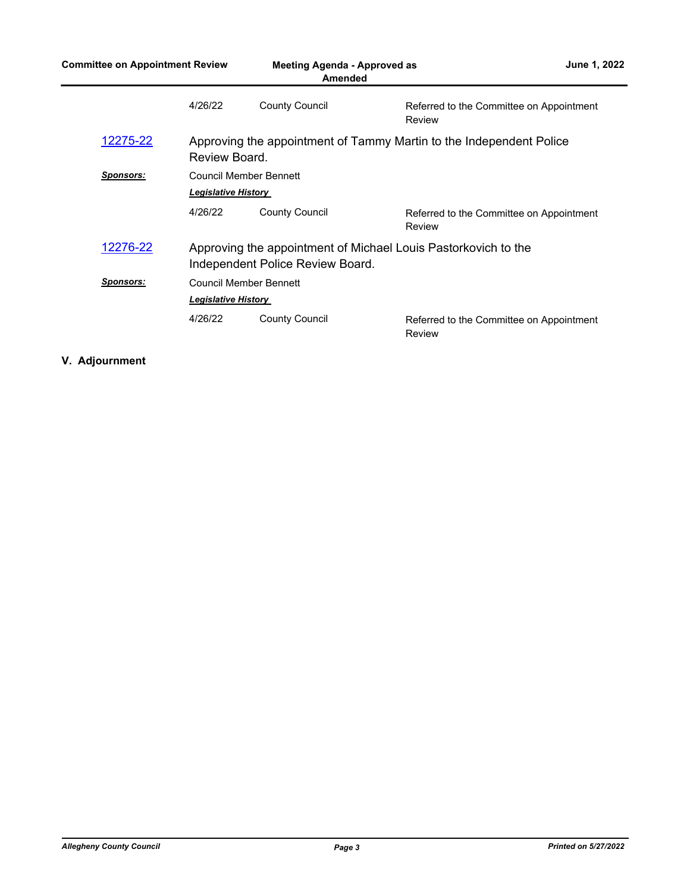| | | |
|---|---|---|
| 4/26/22 | County Council | Referred to the Committee on Appointment Review |

**12275-22** Approving the appointment of Tammy Martin to the Independent Police Review Board.

***Sponsors:*** Council Member Bennett

***Legislative History***

| | | |
|---|---|---|
| 4/26/22 | County Council | Referred to the Committee on Appointment Review |

**12276-22** Approving the appointment of Michael Louis Pastorkovich to the Independent Police Review Board.

***Sponsors:*** Council Member Bennett

***Legislative History***

| | | |
|---|---|---|
| 4/26/22 | County Council | Referred to the Committee on Appointment Review |

## V. Adjournment